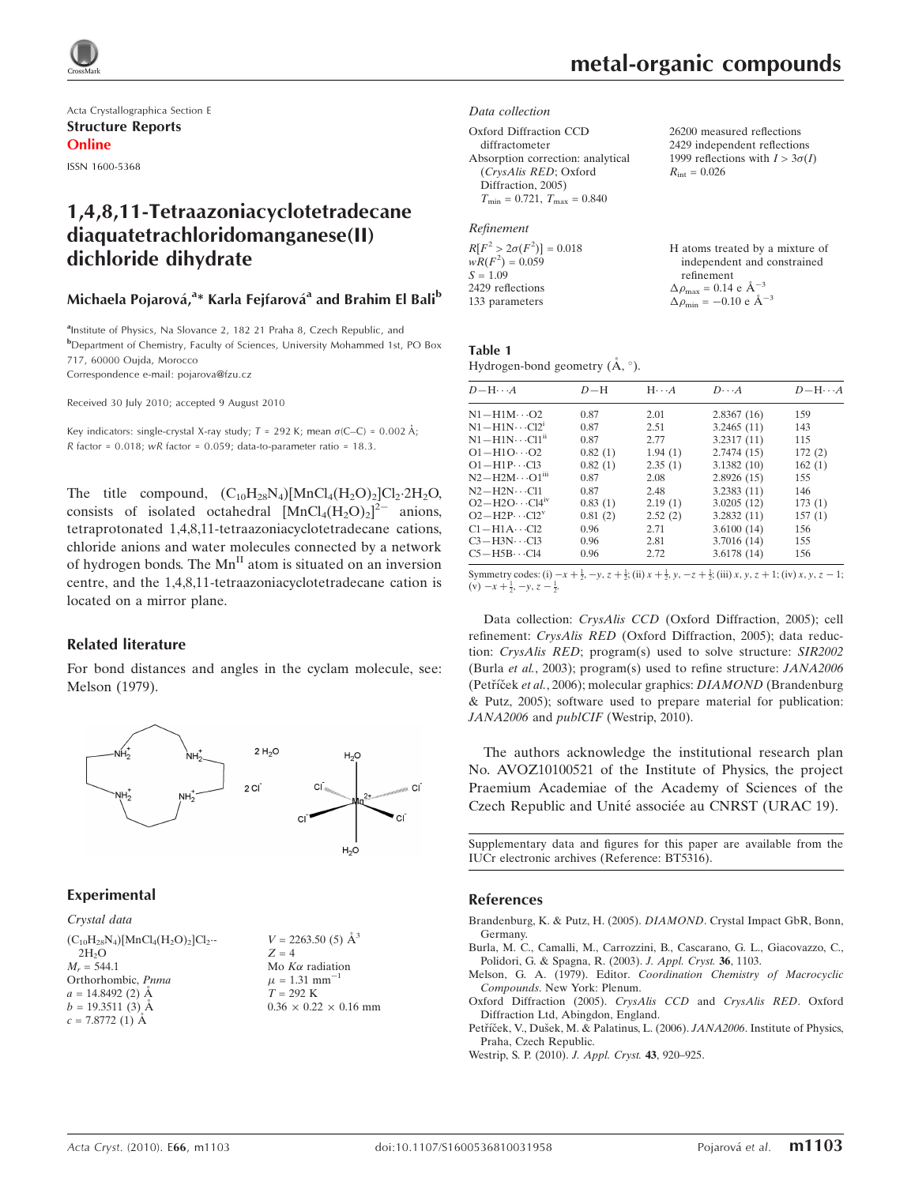Acta Crystallographica Section E

**Structure Reports Online**

ISSN 1600-5368

# 1,4,8,11-Tetraazoniacyclotetradecane diaquatetrachloridomanganese(II) dichloride dihydrate

## Michaela Pojarová,[a]* Karla Fejfarová[a] and Brahim El Bali[b]

[a]Institute of Physics, Na Slovance 2, 182 21 Praha 8, Czech Republic, and [b]Department of Chemistry, Faculty of Sciences, University Mohammed 1st, PO Box 717, 60000 Oujda, Morocco

Correspondence e-mail: pojarova@fzu.cz

Received 30 July 2010; accepted 9 August 2010

Key indicators: single-crystal X-ray study; $T$ = 292 K; mean $\sigma$(C–C) = 0.002 Å; $R$ factor = 0.018; $wR$ factor = 0.059; data-to-parameter ratio = 18.3.

The title compound, $(C_{10}H_{28}N_4)[MnCl_4(H_2O)_2]Cl_2\cdot 2H_2O$, consists of isolated octahedral $[MnCl_4(H_2O)_2]^{2-}$ anions, tetraprotonated 1,4,8,11-tetraazoniacyclotetradecane cations, chloride anions and water molecules connected by a network of hydrogen bonds. The $Mn^{II}$ atom is situated on an inversion centre, and the 1,4,8,11-tetraazoniacyclotetradecane cation is located on a mirror plane.

## Related literature

For bond distances and angles in the cyclam molecule, see: Melson (1979).

## Experimental

### Crystal data

$(C_{10}H_{28}N_4)[MnCl_4(H_2O)_2]Cl_2\cdot 2H_2O$
$M_r$ = 544.1
Orthorhombic, $Pnma$
$a$ = 14.8492 (2) Å
$b$ = 19.3511 (3) Å
$c$ = 7.8772 (1) Å
$V$ = 2263.50 (5) Å$^3$
$Z$ = 4
Mo $K\alpha$ radiation
$\mu$ = 1.31 mm$^{-1}$
$T$ = 292 K
0.36 × 0.22 × 0.16 mm

### Data collection

Oxford Diffraction CCD diffractometer
Absorption correction: analytical (*CrysAlis RED*; Oxford Diffraction, 2005)
$T_{min}$ = 0.721, $T_{max}$ = 0.840
26200 measured reflections
2429 independent reflections
1999 reflections with $I > 3\sigma(I)$
$R_{int}$ = 0.026

### Refinement

$R[F^2 > 2\sigma(F^2)]$ = 0.018
$wR(F^2)$ = 0.059
$S$ = 1.09
2429 reflections
133 parameters
H atoms treated by a mixture of independent and constrained refinement
$\Delta\rho_{max}$ = 0.14 e Å$^{-3}$
$\Delta\rho_{min}$ = −0.10 e Å$^{-3}$

**Table 1**
Hydrogen-bond geometry (Å, °).

| $D$—H···$A$ | $D$—H | H···$A$ | $D$···$A$ | $D$—H···$A$ |
|---|---|---|---|---|
| N1—H1M···O2 | 0.87 | 2.01 | 2.8367 (16) | 159 |
| N1—H1N···Cl2$^{i}$ | 0.87 | 2.51 | 3.2465 (11) | 143 |
| N1—H1N···Cl1$^{ii}$ | 0.87 | 2.77 | 3.2317 (11) | 115 |
| O1—H1O···O2 | 0.82 (1) | 1.94 (1) | 2.7474 (15) | 172 (2) |
| O1—H1P···Cl3 | 0.82 (1) | 2.35 (1) | 3.1382 (10) | 162 (1) |
| N2—H2M···O1$^{iii}$ | 0.87 | 2.08 | 2.8926 (15) | 155 |
| N2—H2N···Cl1 | 0.87 | 2.48 | 3.2383 (11) | 146 |
| O2—H2O···Cl4$^{iv}$ | 0.83 (1) | 2.19 (1) | 3.0205 (12) | 173 (1) |
| O2—H2P···Cl2$^{v}$ | 0.81 (2) | 2.52 (2) | 3.2832 (11) | 157 (1) |
| C1—H1A···Cl2 | 0.96 | 2.71 | 3.6100 (14) | 156 |
| C3—H3N···Cl3 | 0.96 | 2.81 | 3.7016 (14) | 155 |
| C5—H5B···Cl4 | 0.96 | 2.72 | 3.6178 (14) | 156 |

Symmetry codes: (i) $-x+\frac{1}{2}, -y, z+\frac{1}{2}$; (ii) $x+\frac{1}{2}, y, -z+\frac{1}{2}$; (iii) $x, y, z+1$; (iv) $x, y, z-1$; (v) $-x+\frac{1}{2}, -y, z-\frac{1}{2}$.

Data collection: *CrysAlis CCD* (Oxford Diffraction, 2005); cell refinement: *CrysAlis RED* (Oxford Diffraction, 2005); data reduction: *CrysAlis RED*; program(s) used to solve structure: *SIR2002* (Burla *et al.*, 2003); program(s) used to refine structure: *JANA2006* (Petříček *et al.*, 2006); molecular graphics: *DIAMOND* (Brandenburg & Putz, 2005); software used to prepare material for publication: *JANA2006* and *publCIF* (Westrip, 2010).

The authors acknowledge the institutional research plan No. AVOZ10100521 of the Institute of Physics, the project Praemium Academiae of the Academy of Sciences of the Czech Republic and Unité associée au CNRST (URAC 19).

Supplementary data and figures for this paper are available from the IUCr electronic archives (Reference: BT5316).

## References

Brandenburg, K. & Putz, H. (2005). *DIAMOND*. Crystal Impact GbR, Bonn, Germany.

Burla, M. C., Camalli, M., Carrozzini, B., Cascarano, G. L., Giacovazzo, C., Polidori, G. & Spagna, R. (2003). *J. Appl. Cryst.* **36**, 1103.

Melson, G. A. (1979). Editor. *Coordination Chemistry of Macrocyclic Compounds*. New York: Plenum.

Oxford Diffraction (2005). *CrysAlis CCD* and *CrysAlis RED*. Oxford Diffraction Ltd, Abingdon, England.

Petříček, V., Dušek, M. & Palatinus, L. (2006). *JANA2006*. Institute of Physics, Praha, Czech Republic.

Westrip, S. P. (2010). *J. Appl. Cryst.* **43**, 920–925.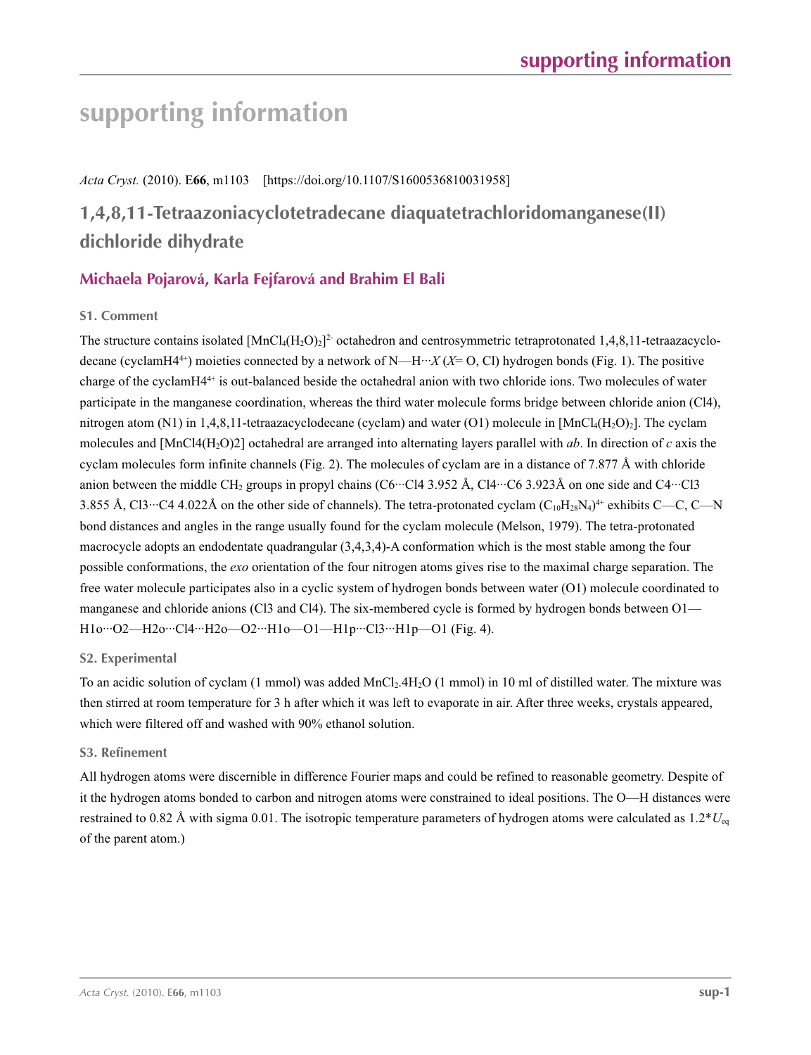# supporting information

*Acta Cryst.* (2010). E**66**, m1103    [https://doi.org/10.1107/S1600536810031958]

## 1,4,8,11-Tetraazoniacyclotetradecane diaquatetrachloridomanganese(II) dichloride dihydrate

### Michaela Pojarová, Karla Fejfarová and Brahim El Bali

#### S1. Comment

The structure contains isolated $[MnCl_4(H_2O)_2]^{2-}$ octahedron and centrosymmetric tetraprotonated 1,4,8,11-tetraazacyclodecane (cyclamH$4^{4+}$) moieties connected by a network of N—H···*X* (*X*= O, Cl) hydrogen bonds (Fig. 1). The positive charge of the cyclamH$4^{4+}$ is out-balanced beside the octahedral anion with two chloride ions. Two molecules of water participate in the manganese coordination, whereas the third water molecule forms bridge between chloride anion (Cl4), nitrogen atom (N1) in 1,4,8,11-tetraazacyclodecane (cyclam) and water (O1) molecule in $[MnCl_4(H_2O)_2]$. The cyclam molecules and [MnCl4(H2O)2] octahedral are arranged into alternating layers parallel with *ab*. In direction of *c* axis the cyclam molecules form infinite channels (Fig. 2). The molecules of cyclam are in a distance of 7.877 Å with chloride anion between the middle $CH_2$ groups in propyl chains (C6···Cl4 3.952 Å, Cl4···C6 3.923Å on one side and C4···Cl3 3.855 Å, Cl3···C4 4.022Å on the other side of channels). The tetra-protonated cyclam $(C_{10}H_{28}N_4)^{4+}$ exhibits C—C, C—N bond distances and angles in the range usually found for the cyclam molecule (Melson, 1979). The tetra-protonated macrocycle adopts an endodentate quadrangular (3,4,3,4)-A conformation which is the most stable among the four possible conformations, the *exo* orientation of the four nitrogen atoms gives rise to the maximal charge separation. The free water molecule participates also in a cyclic system of hydrogen bonds between water (O1) molecule coordinated to manganese and chloride anions (Cl3 and Cl4). The six-membered cycle is formed by hydrogen bonds between O1—H1o···O2—H2o···Cl4···H2o—O2···H1o—O1—H1p···Cl3···H1p—O1 (Fig. 4).

#### S2. Experimental

To an acidic solution of cyclam (1 mmol) was added $MnCl_2.4H_2O$ (1 mmol) in 10 ml of distilled water. The mixture was then stirred at room temperature for 3 h after which it was left to evaporate in air. After three weeks, crystals appeared, which were filtered off and washed with 90% ethanol solution.

#### S3. Refinement

All hydrogen atoms were discernible in difference Fourier maps and could be refined to reasonable geometry. Despite of it the hydrogen atoms bonded to carbon and nitrogen atoms were constrained to ideal positions. The O—H distances were restrained to 0.82 Å with sigma 0.01. The isotropic temperature parameters of hydrogen atoms were calculated as $1.2*U_{eq}$ of the parent atom.)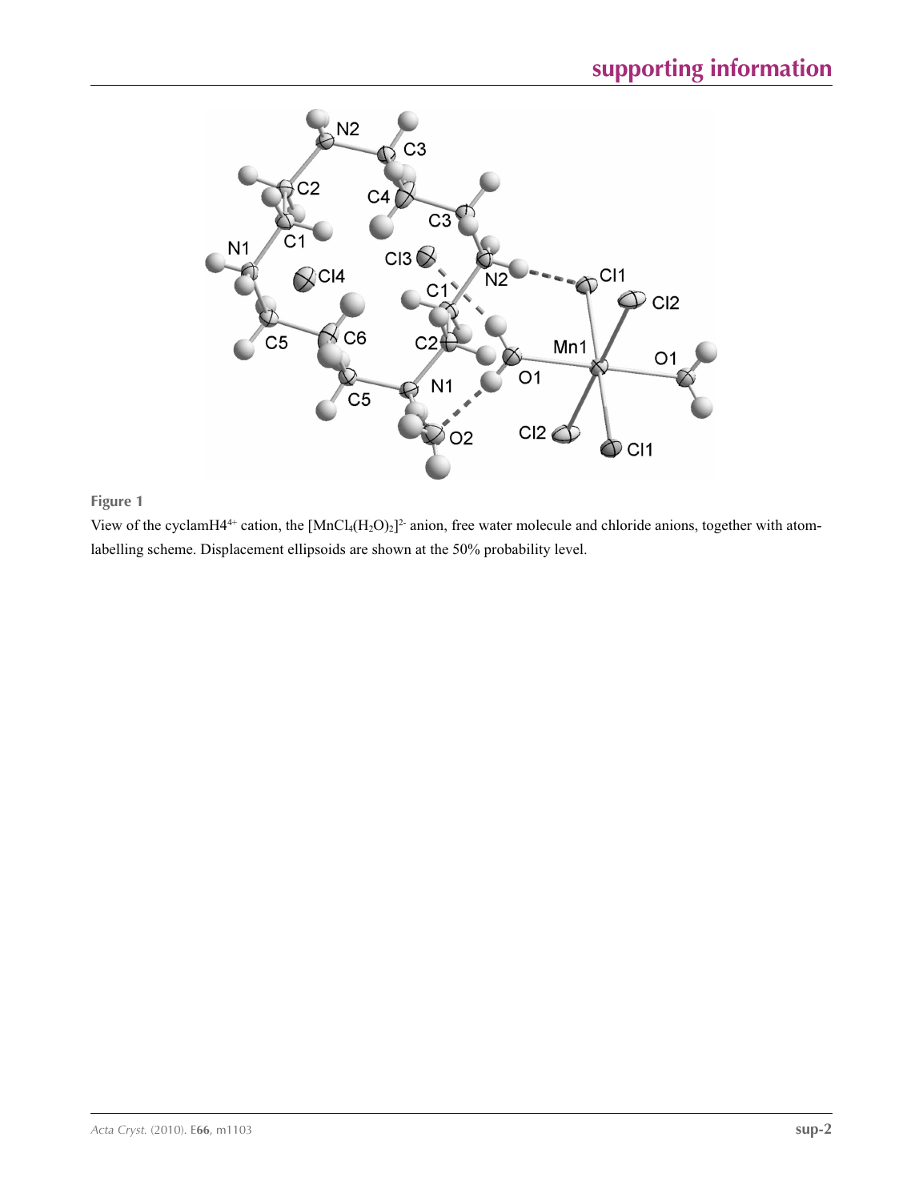**Figure 1**

View of the cyclamH4$^{4+}$ cation, the $[MnCl_4(H_2O)_2]^{2-}$ anion, free water molecule and chloride anions, together with atom-labelling scheme. Displacement ellipsoids are shown at the 50% probability level.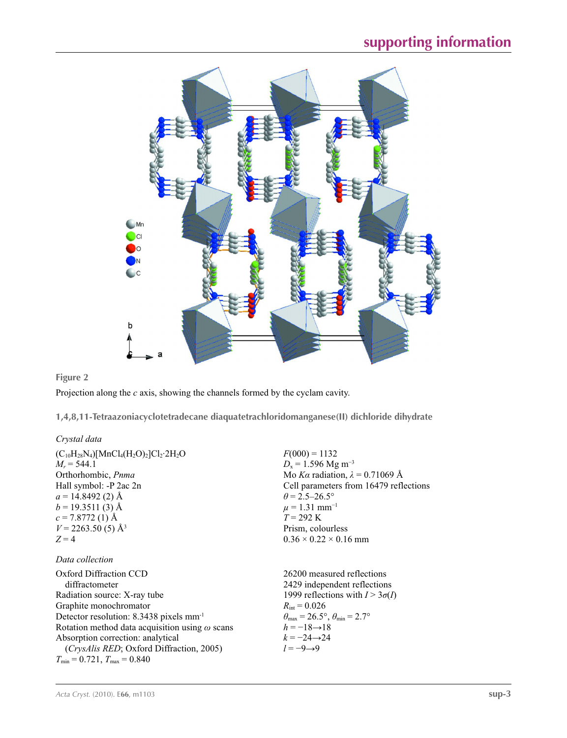**Figure 2**

Projection along the $c$ axis, showing the channels formed by the cyclam cavity.

## 1,4,8,11-Tetraazoniacyclotetradecane diaquatetrachloridomanganese(II) dichloride dihydrate

### *Crystal data*

$(C_{10}H_{28}N_4)[MnCl_4(H_2O)_2]Cl_2\cdot 2H_2O$
$M_r = 544.1$
Orthorhombic, *Pnma*
Hall symbol: -P 2ac 2n
$a = 14.8492$ (2) Å
$b = 19.3511$ (3) Å
$c = 7.8772$ (1) Å
$V = 2263.50$ (5) Å$^3$
$Z = 4$
$F(000) = 1132$
$D_x = 1.596$ Mg m$^{-3}$
Mo $K\alpha$ radiation, $\lambda = 0.71069$ Å
Cell parameters from 16479 reflections
$\theta = 2.5$–$26.5°$
$\mu = 1.31$ mm$^{-1}$
$T = 292$ K
Prism, colourless
0.36 × 0.22 × 0.16 mm

### *Data collection*

Oxford Diffraction CCD diffractometer
Radiation source: X-ray tube
Graphite monochromator
Detector resolution: 8.3438 pixels mm$^{-1}$
Rotation method data acquisition using $\omega$ scans
Absorption correction: analytical (*CrysAlis RED*; Oxford Diffraction, 2005)
$T_{min} = 0.721$, $T_{max} = 0.840$
26200 measured reflections
2429 independent reflections
1999 reflections with $I > 3\sigma(I)$
$R_{int} = 0.026$
$\theta_{max} = 26.5°$, $\theta_{min} = 2.7°$
$h = -18 \rightarrow 18$
$k = -24 \rightarrow 24$
$l = -9 \rightarrow 9$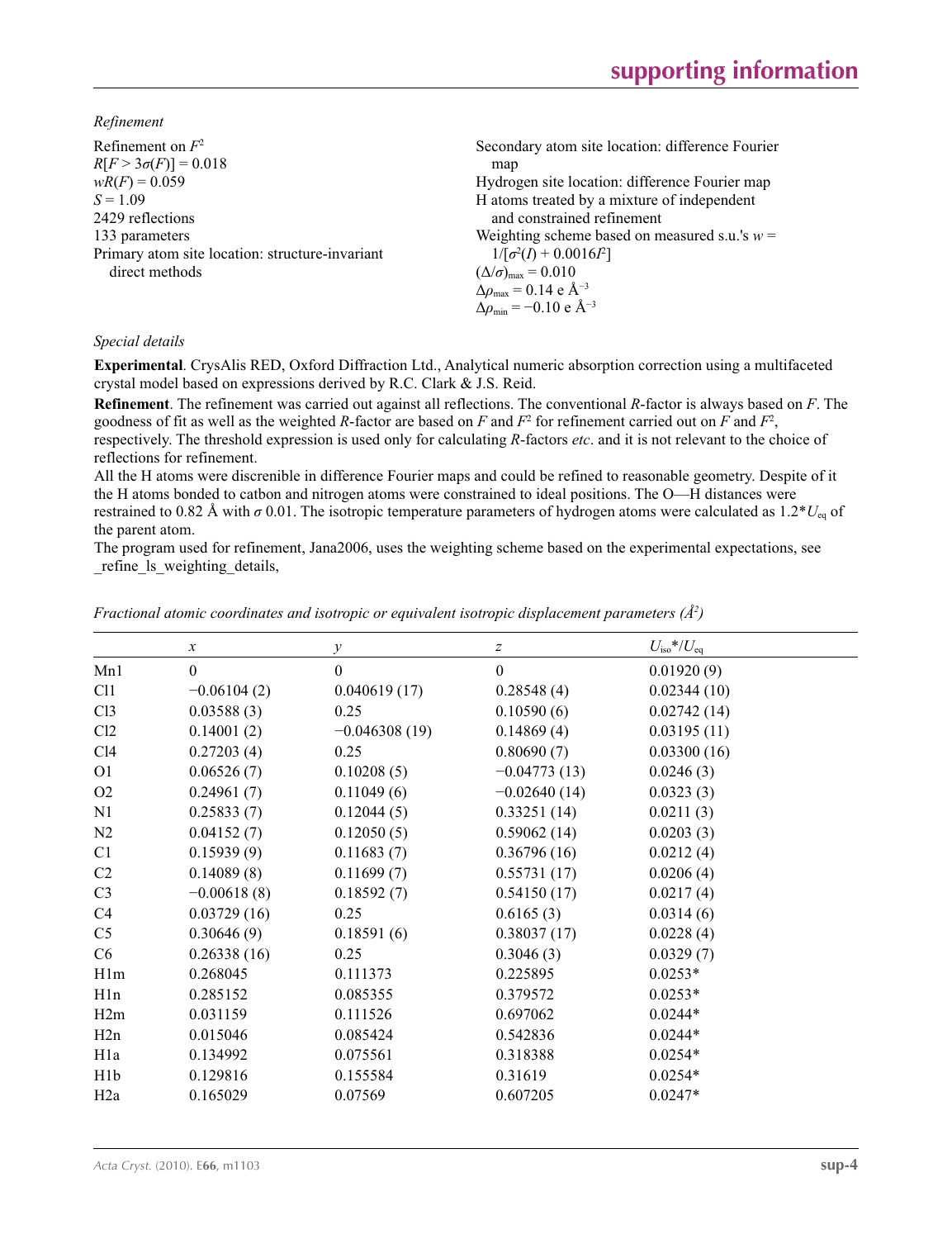*Refinement*

Refinement on $F^2$
$R[F > 3\sigma(F)] = 0.018$
$wR(F) = 0.059$
$S = 1.09$
2429 reflections
133 parameters
Primary atom site location: structure-invariant direct methods
Secondary atom site location: difference Fourier map
Hydrogen site location: difference Fourier map
H atoms treated by a mixture of independent and constrained refinement
Weighting scheme based on measured s.u.'s $w = 1/[\sigma^2(I) + 0.0016I^2]$
$(\Delta/\sigma)_{max} = 0.010$
$\Delta\rho_{max} = 0.14$ e Å$^{-3}$
$\Delta\rho_{min} = -0.10$ e Å$^{-3}$

*Special details*

**Experimental**. CrysAlis RED, Oxford Diffraction Ltd., Analytical numeric absorption correction using a multifaceted crystal model based on expressions derived by R.C. Clark & J.S. Reid.

**Refinement**. The refinement was carried out against all reflections. The conventional $R$-factor is always based on $F$. The goodness of fit as well as the weighted $R$-factor are based on $F$ and $F^2$ for refinement carried out on $F$ and $F^2$, respectively. The threshold expression is used only for calculating $R$-factors *etc*. and it is not relevant to the choice of reflections for refinement.

All the H atoms were discrenible in difference Fourier maps and could be refined to reasonable geometry. Despite of it the H atoms bonded to catbon and nitrogen atoms were constrained to ideal positions. The O—H distances were restrained to 0.82 Å with $\sigma$ 0.01. The isotropic temperature parameters of hydrogen atoms were calculated as 1.2*$U_{eq}$ of the parent atom.

The program used for refinement, Jana2006, uses the weighting scheme based on the experimental expectations, see _refine_ls_weighting_details,

*Fractional atomic coordinates and isotropic or equivalent isotropic displacement parameters (Å$^2$)*

| | $x$ | $y$ | $z$ | $U_{iso}$*/$U_{eq}$ |
|---|---|---|---|---|
| Mn1 | 0 | 0 | 0 | 0.01920 (9) |
| Cl1 | −0.06104 (2) | 0.040619 (17) | 0.28548 (4) | 0.02344 (10) |
| Cl3 | 0.03588 (3) | 0.25 | 0.10590 (6) | 0.02742 (14) |
| Cl2 | 0.14001 (2) | −0.046308 (19) | 0.14869 (4) | 0.03195 (11) |
| Cl4 | 0.27203 (4) | 0.25 | 0.80690 (7) | 0.03300 (16) |
| O1 | 0.06526 (7) | 0.10208 (5) | −0.04773 (13) | 0.0246 (3) |
| O2 | 0.24961 (7) | 0.11049 (6) | −0.02640 (14) | 0.0323 (3) |
| N1 | 0.25833 (7) | 0.12044 (5) | 0.33251 (14) | 0.0211 (3) |
| N2 | 0.04152 (7) | 0.12050 (5) | 0.59062 (14) | 0.0203 (3) |
| C1 | 0.15939 (9) | 0.11683 (7) | 0.36796 (16) | 0.0212 (4) |
| C2 | 0.14089 (8) | 0.11699 (7) | 0.55731 (17) | 0.0206 (4) |
| C3 | −0.00618 (8) | 0.18592 (7) | 0.54150 (17) | 0.0217 (4) |
| C4 | 0.03729 (16) | 0.25 | 0.6165 (3) | 0.0314 (6) |
| C5 | 0.30646 (9) | 0.18591 (6) | 0.38037 (17) | 0.0228 (4) |
| C6 | 0.26338 (16) | 0.25 | 0.3046 (3) | 0.0329 (7) |
| H1m | 0.268045 | 0.111373 | 0.225895 | 0.0253* |
| H1n | 0.285152 | 0.085355 | 0.379572 | 0.0253* |
| H2m | 0.031159 | 0.111526 | 0.697062 | 0.0244* |
| H2n | 0.015046 | 0.085424 | 0.542836 | 0.0244* |
| H1a | 0.134992 | 0.075561 | 0.318388 | 0.0254* |
| H1b | 0.129816 | 0.155584 | 0.31619 | 0.0254* |
| H2a | 0.165029 | 0.07569 | 0.607205 | 0.0247* |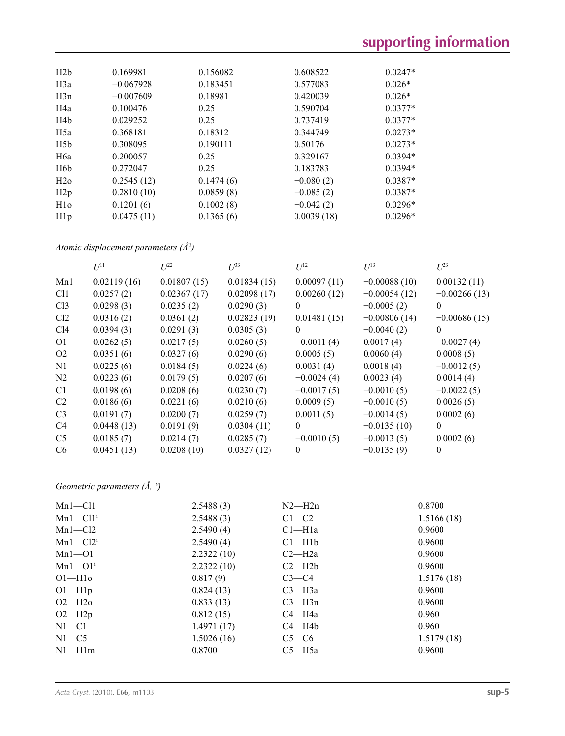| | | | | |
|---|---|---|---|---|
| H2b | 0.169981 | 0.156082 | 0.608522 | 0.0247* |
| H3a | −0.067928 | 0.183451 | 0.577083 | 0.026* |
| H3n | −0.007609 | 0.18981 | 0.420039 | 0.026* |
| H4a | 0.100476 | 0.25 | 0.590704 | 0.0377* |
| H4b | 0.029252 | 0.25 | 0.737419 | 0.0377* |
| H5a | 0.368181 | 0.18312 | 0.344749 | 0.0273* |
| H5b | 0.308095 | 0.190111 | 0.50176 | 0.0273* |
| H6a | 0.200057 | 0.25 | 0.329167 | 0.0394* |
| H6b | 0.272047 | 0.25 | 0.183783 | 0.0394* |
| H2o | 0.2545 (12) | 0.1474 (6) | −0.080 (2) | 0.0387* |
| H2p | 0.2810 (10) | 0.0859 (8) | −0.085 (2) | 0.0387* |
| H1o | 0.1201 (6) | 0.1002 (8) | −0.042 (2) | 0.0296* |
| H1p | 0.0475 (11) | 0.1365 (6) | 0.0039 (18) | 0.0296* |

*Atomic displacement parameters (Å²)*

| | $U^{11}$ | $U^{22}$ | $U^{33}$ | $U^{12}$ | $U^{13}$ | $U^{23}$ |
|---|---|---|---|---|---|---|
| Mn1 | 0.02119 (16) | 0.01807 (15) | 0.01834 (15) | 0.00097 (11) | −0.00088 (10) | 0.00132 (11) |
| Cl1 | 0.0257 (2) | 0.02367 (17) | 0.02098 (17) | 0.00260 (12) | −0.00054 (12) | −0.00266 (13) |
| Cl3 | 0.0298 (3) | 0.0235 (2) | 0.0290 (3) | 0 | −0.0005 (2) | 0 |
| Cl2 | 0.0316 (2) | 0.0361 (2) | 0.02823 (19) | 0.01481 (15) | −0.00806 (14) | −0.00686 (15) |
| Cl4 | 0.0394 (3) | 0.0291 (3) | 0.0305 (3) | 0 | −0.0040 (2) | 0 |
| O1 | 0.0262 (5) | 0.0217 (5) | 0.0260 (5) | −0.0011 (4) | 0.0017 (4) | −0.0027 (4) |
| O2 | 0.0351 (6) | 0.0327 (6) | 0.0290 (6) | 0.0005 (5) | 0.0060 (4) | 0.0008 (5) |
| N1 | 0.0225 (6) | 0.0184 (5) | 0.0224 (6) | 0.0031 (4) | 0.0018 (4) | −0.0012 (5) |
| N2 | 0.0223 (6) | 0.0179 (5) | 0.0207 (6) | −0.0024 (4) | 0.0023 (4) | 0.0014 (4) |
| C1 | 0.0198 (6) | 0.0208 (6) | 0.0230 (7) | −0.0017 (5) | −0.0010 (5) | −0.0022 (5) |
| C2 | 0.0186 (6) | 0.0221 (6) | 0.0210 (6) | 0.0009 (5) | −0.0010 (5) | 0.0026 (5) |
| C3 | 0.0191 (7) | 0.0200 (7) | 0.0259 (7) | 0.0011 (5) | −0.0014 (5) | 0.0002 (6) |
| C4 | 0.0448 (13) | 0.0191 (9) | 0.0304 (11) | 0 | −0.0135 (10) | 0 |
| C5 | 0.0185 (7) | 0.0214 (7) | 0.0285 (7) | −0.0010 (5) | −0.0013 (5) | 0.0002 (6) |
| C6 | 0.0451 (13) | 0.0208 (10) | 0.0327 (12) | 0 | −0.0135 (9) | 0 |

*Geometric parameters (Å, º)*

| | | | |
|---|---|---|---|
| Mn1—Cl1 | 2.5488 (3) | N2—H2n | 0.8700 |
| Mn1—Cl1ⁱ | 2.5488 (3) | C1—C2 | 1.5166 (18) |
| Mn1—Cl2 | 2.5490 (4) | C1—H1a | 0.9600 |
| Mn1—Cl2ⁱ | 2.5490 (4) | C1—H1b | 0.9600 |
| Mn1—O1 | 2.2322 (10) | C2—H2a | 0.9600 |
| Mn1—O1ⁱ | 2.2322 (10) | C2—H2b | 0.9600 |
| O1—H1o | 0.817 (9) | C3—C4 | 1.5176 (18) |
| O1—H1p | 0.824 (13) | C3—H3a | 0.9600 |
| O2—H2o | 0.833 (13) | C3—H3n | 0.9600 |
| O2—H2p | 0.812 (15) | C4—H4a | 0.960 |
| N1—C1 | 1.4971 (17) | C4—H4b | 0.960 |
| N1—C5 | 1.5026 (16) | C5—C6 | 1.5179 (18) |
| N1—H1m | 0.8700 | C5—H5a | 0.9600 |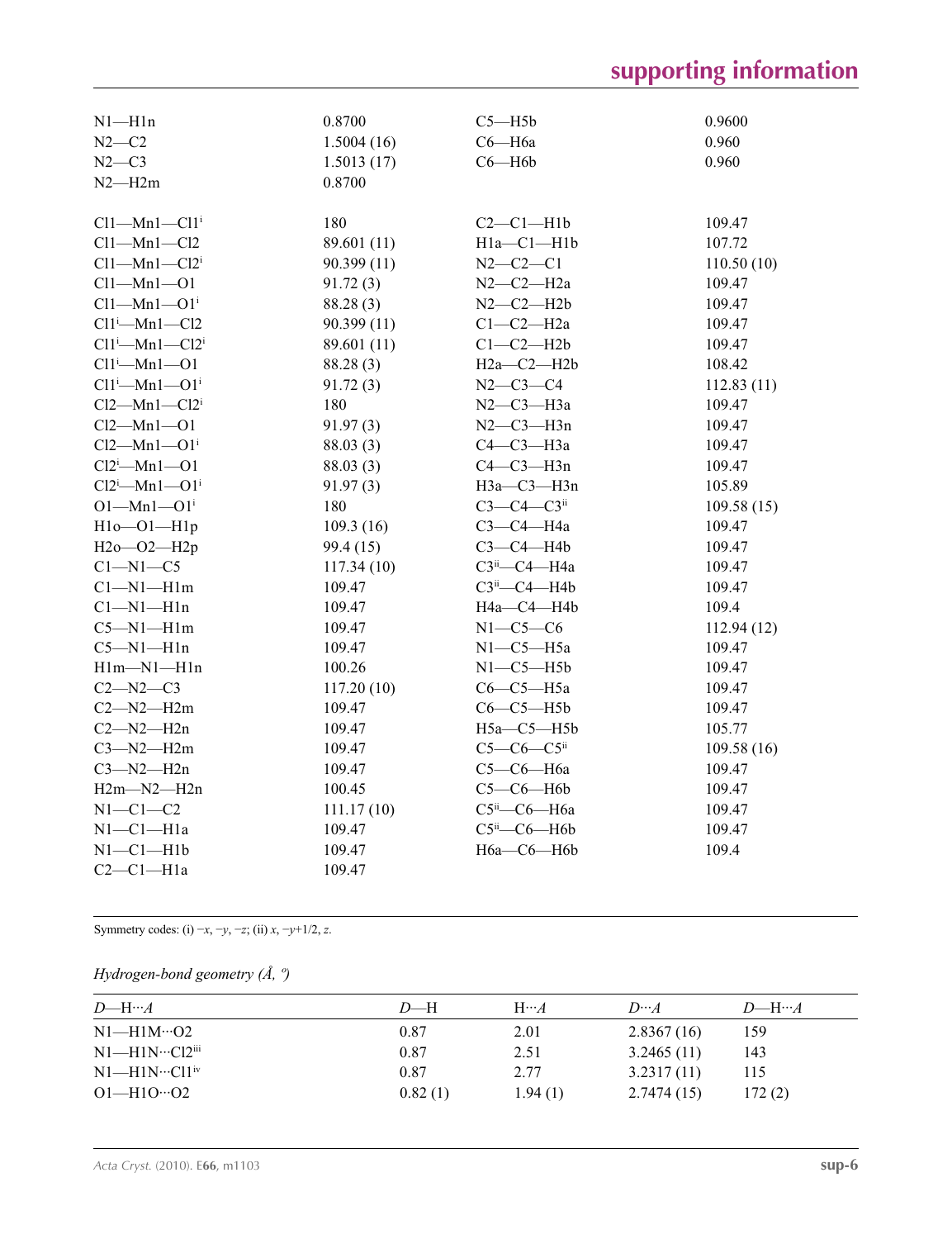| | | | |
|---|---|---|---|
| N1—H1n | 0.8700 | C5—H5b | 0.9600 |
| N2—C2 | 1.5004 (16) | C6—H6a | 0.960 |
| N2—C3 | 1.5013 (17) | C6—H6b | 0.960 |
| N2—H2m | 0.8700 | | |
| | | | |
| Cl1—Mn1—Cl1$^{i}$ | 180 | C2—C1—H1b | 109.47 |
| Cl1—Mn1—Cl2 | 89.601 (11) | H1a—C1—H1b | 107.72 |
| Cl1—Mn1—Cl2$^{i}$ | 90.399 (11) | N2—C2—C1 | 110.50 (10) |
| Cl1—Mn1—O1 | 91.72 (3) | N2—C2—H2a | 109.47 |
| Cl1—Mn1—O1$^{i}$ | 88.28 (3) | N2—C2—H2b | 109.47 |
| Cl1$^{i}$—Mn1—Cl2 | 90.399 (11) | C1—C2—H2a | 109.47 |
| Cl1$^{i}$—Mn1—Cl2$^{i}$ | 89.601 (11) | C1—C2—H2b | 109.47 |
| Cl1$^{i}$—Mn1—O1 | 88.28 (3) | H2a—C2—H2b | 108.42 |
| Cl1$^{i}$—Mn1—O1$^{i}$ | 91.72 (3) | N2—C3—C4 | 112.83 (11) |
| Cl2—Mn1—Cl2$^{i}$ | 180 | N2—C3—H3a | 109.47 |
| Cl2—Mn1—O1 | 91.97 (3) | N2—C3—H3n | 109.47 |
| Cl2—Mn1—O1$^{i}$ | 88.03 (3) | C4—C3—H3a | 109.47 |
| Cl2$^{i}$—Mn1—O1 | 88.03 (3) | C4—C3—H3n | 109.47 |
| Cl2$^{i}$—Mn1—O1$^{i}$ | 91.97 (3) | H3a—C3—H3n | 105.89 |
| O1—Mn1—O1$^{i}$ | 180 | C3—C4—C3$^{ii}$ | 109.58 (15) |
| H1o—O1—H1p | 109.3 (16) | C3—C4—H4a | 109.47 |
| H2o—O2—H2p | 99.4 (15) | C3—C4—H4b | 109.47 |
| C1—N1—C5 | 117.34 (10) | C3$^{ii}$—C4—H4a | 109.47 |
| C1—N1—H1m | 109.47 | C3$^{ii}$—C4—H4b | 109.47 |
| C1—N1—H1n | 109.47 | H4a—C4—H4b | 109.4 |
| C5—N1—H1m | 109.47 | N1—C5—C6 | 112.94 (12) |
| C5—N1—H1n | 109.47 | N1—C5—H5a | 109.47 |
| H1m—N1—H1n | 100.26 | N1—C5—H5b | 109.47 |
| C2—N2—C3 | 117.20 (10) | C6—C5—H5a | 109.47 |
| C2—N2—H2m | 109.47 | C6—C5—H5b | 109.47 |
| C2—N2—H2n | 109.47 | H5a—C5—H5b | 105.77 |
| C3—N2—H2m | 109.47 | C5—C6—C5$^{ii}$ | 109.58 (16) |
| C3—N2—H2n | 109.47 | C5—C6—H6a | 109.47 |
| H2m—N2—H2n | 100.45 | C5—C6—H6b | 109.47 |
| N1—C1—C2 | 111.17 (10) | C5$^{ii}$—C6—H6a | 109.47 |
| N1—C1—H1a | 109.47 | C5$^{ii}$—C6—H6b | 109.47 |
| N1—C1—H1b | 109.47 | H6a—C6—H6b | 109.4 |
| C2—C1—H1a | 109.47 | | |

Symmetry codes: (i) −*x*, −*y*, −*z*; (ii) *x*, −*y*+1/2, *z*.

*Hydrogen-bond geometry (Å, º)*

| *D*—H···*A* | *D*—H | H···*A* | *D*···*A* | *D*—H···*A* |
|---|---|---|---|---|
| N1—H1M···O2 | 0.87 | 2.01 | 2.8367 (16) | 159 |
| N1—H1N···Cl2$^{iii}$ | 0.87 | 2.51 | 3.2465 (11) | 143 |
| N1—H1N···Cl1$^{iv}$ | 0.87 | 2.77 | 3.2317 (11) | 115 |
| O1—H1O···O2 | 0.82 (1) | 1.94 (1) | 2.7474 (15) | 172 (2) |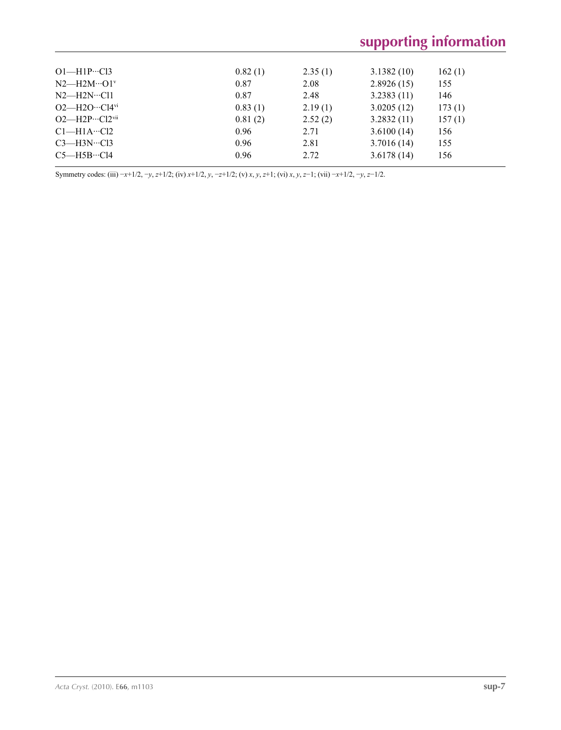| | | | | |
|---|---|---|---|---|
| O1—H1P···Cl3 | 0.82 (1) | 2.35 (1) | 3.1382 (10) | 162 (1) |
| N2—H2M···O1[v] | 0.87 | 2.08 | 2.8926 (15) | 155 |
| N2—H2N···Cl1 | 0.87 | 2.48 | 3.2383 (11) | 146 |
| O2—H2O···Cl4[vi] | 0.83 (1) | 2.19 (1) | 3.0205 (12) | 173 (1) |
| O2—H2P···Cl2[vii] | 0.81 (2) | 2.52 (2) | 3.2832 (11) | 157 (1) |
| C1—H1A···Cl2 | 0.96 | 2.71 | 3.6100 (14) | 156 |
| C3—H3N···Cl3 | 0.96 | 2.81 | 3.7016 (14) | 155 |
| C5—H5B···Cl4 | 0.96 | 2.72 | 3.6178 (14) | 156 |

Symmetry codes: (iii) −*x*+1/2, −*y*, *z*+1/2; (iv) *x*+1/2, *y*, −*z*+1/2; (v) *x*, *y*, *z*+1; (vi) *x*, *y*, *z*−1; (vii) −*x*+1/2, −*y*, *z*−1/2.